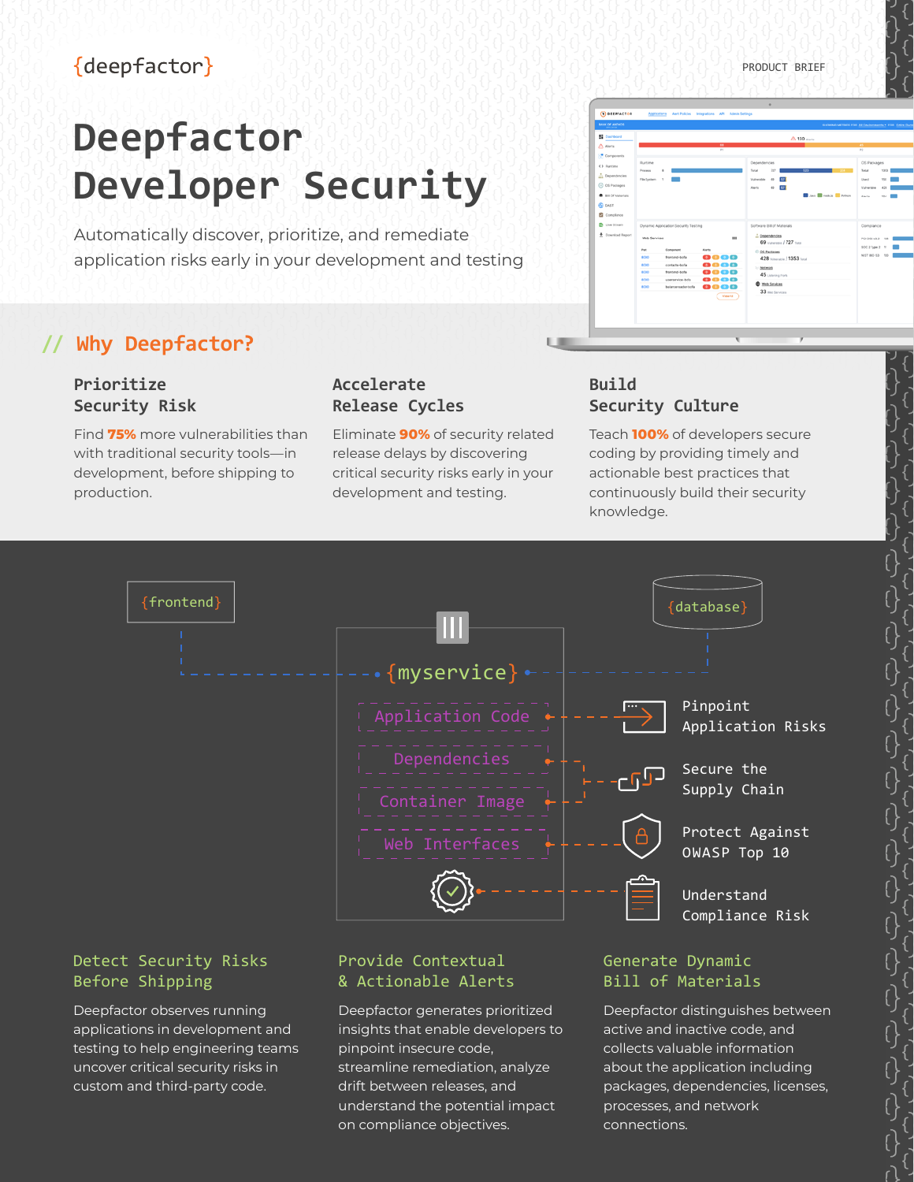{deepfactor}

PRODUCT BRIEF

# Deepfactor Developer Security

Automatically discover, prioritize, and remediate application risks early in your development and testing

## // Why Deepfactor?

### Prioritize Security Risk

Find **75%** more vulnerabilities than with traditional security tools—in development, before shipping to production.

### Accelerate Release Cycles

Eliminate **90%** of security related release delays by discovering critical security risks early in your development and testing.

### Build Security Culture

Teach **100%** of developers secure coding by providing timely and actionable best practices that continuously build their security knowledge.

{frontend}

{database}

{myservice}

- Application Code → Pinpoint Application Risks
- Dependencies, Container Image → Secure the Supply Chain
- Web Interfaces → Protect Against OWASP Top 10
- Understand Compliance Risk

### Detect Security Risks Before Shipping

Deepfactor observes running applications in development and testing to help engineering teams uncover critical security risks in custom and third-party code.

### Provide Contextual & Actionable Alerts

Deepfactor generates prioritized insights that enable developers to pinpoint insecure code, streamline remediation, analyze drift between releases, and understand the potential impact on compliance objectives.

### Generate Dynamic Bill of Materials

Deepfactor distinguishes between active and inactive code, and collects valuable information about the application including packages, dependencies, licenses, processes, and network connections.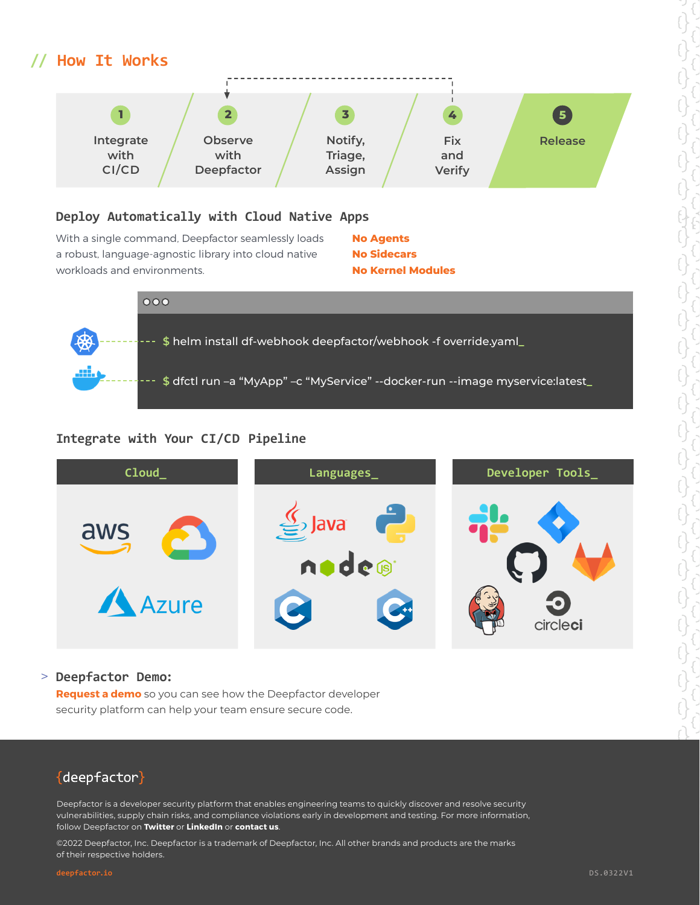## // How It Works

1. Integrate with CI/CD
2. Observe with Deepfactor
3. Notify, Triage, Assign
4. Fix and Verify
5. Release

### Deploy Automatically with Cloud Native Apps

With a single command, Deepfactor seamlessly loads a robust, language-agnostic library into cloud native workloads and environments.

**No Agents**
**No Sidecars**
**No Kernel Modules**

```
$ helm install df-webhook deepfactor/webhook -f override.yaml_

$ dfctl run –a “MyApp” –c “MyService” --docker-run --image myservice:latest_
```

### Integrate with Your CI/CD Pipeline

**Cloud_**

aws

Azure

**Languages_**

Java

node JS

**Developer Tools_**

circleci

> **Deepfactor Demo:**

**Request a demo** so you can see how the Deepfactor developer security platform can help your team ensure secure code.

{deepfactor}

Deepfactor is a developer security platform that enables engineering teams to quickly discover and resolve security vulnerabilities, supply chain risks, and compliance violations early in development and testing. For more information, follow Deepfactor on **Twitter** or **LinkedIn** or **contact us**.

©2022 Deepfactor, Inc. Deepfactor is a trademark of Deepfactor, Inc. All other brands and products are the marks of their respective holders.

deepfactor.io

DS.0322V1